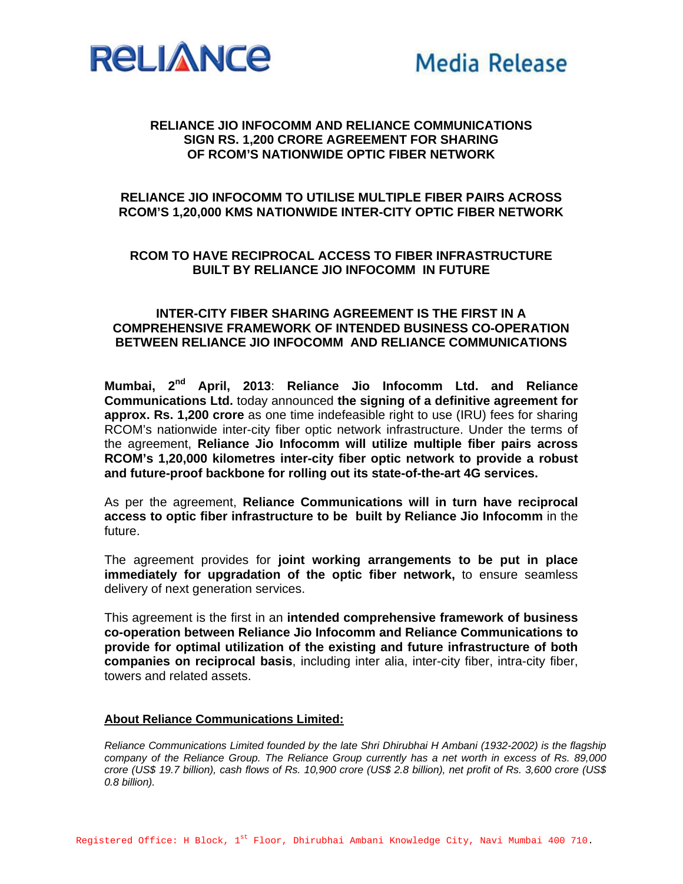RELIANCE

Media Release

# RELIANCE JIO INFOCOMM AND RELIANCE COMMUNICATIONS SIGN RS. 1,200 CRORE AGREEMENT FOR SHARING OF RCOM'S NATIONWIDE OPTIC FIBER NETWORK

## RELIANCE JIO INFOCOMM TO UTILISE MULTIPLE FIBER PAIRS ACROSS RCOM'S 1,20,000 KMS NATIONWIDE INTER-CITY OPTIC FIBER NETWORK

## RCOM TO HAVE RECIPROCAL ACCESS TO FIBER INFRASTRUCTURE BUILT BY RELIANCE JIO INFOCOMM IN FUTURE

## INTER-CITY FIBER SHARING AGREEMENT IS THE FIRST IN A COMPREHENSIVE FRAMEWORK OF INTENDED BUSINESS CO-OPERATION BETWEEN RELIANCE JIO INFOCOMM AND RELIANCE COMMUNICATIONS

**Mumbai, 2nd April, 2013**: **Reliance Jio Infocomm Ltd. and Reliance Communications Ltd.** today announced **the signing of a definitive agreement for approx. Rs. 1,200 crore** as one time indefeasible right to use (IRU) fees for sharing RCOM's nationwide inter-city fiber optic network infrastructure. Under the terms of the agreement, **Reliance Jio Infocomm will utilize multiple fiber pairs across RCOM's 1,20,000 kilometres inter-city fiber optic network to provide a robust and future-proof backbone for rolling out its state-of-the-art 4G services.**

As per the agreement, **Reliance Communications will in turn have reciprocal access to optic fiber infrastructure to be built by Reliance Jio Infocomm** in the future.

The agreement provides for **joint working arrangements to be put in place immediately for upgradation of the optic fiber network,** to ensure seamless delivery of next generation services.

This agreement is the first in an **intended comprehensive framework of business co-operation between Reliance Jio Infocomm and Reliance Communications to provide for optimal utilization of the existing and future infrastructure of both companies on reciprocal basis**, including inter alia, inter-city fiber, intra-city fiber, towers and related assets.

### About Reliance Communications Limited:

*Reliance Communications Limited founded by the late Shri Dhirubhai H Ambani (1932-2002) is the flagship company of the Reliance Group. The Reliance Group currently has a net worth in excess of Rs. 89,000 crore (US$ 19.7 billion), cash flows of Rs. 10,900 crore (US$ 2.8 billion), net profit of Rs. 3,600 crore (US$ 0.8 billion).*

Registered Office: H Block, 1st Floor, Dhirubhai Ambani Knowledge City, Navi Mumbai 400 710.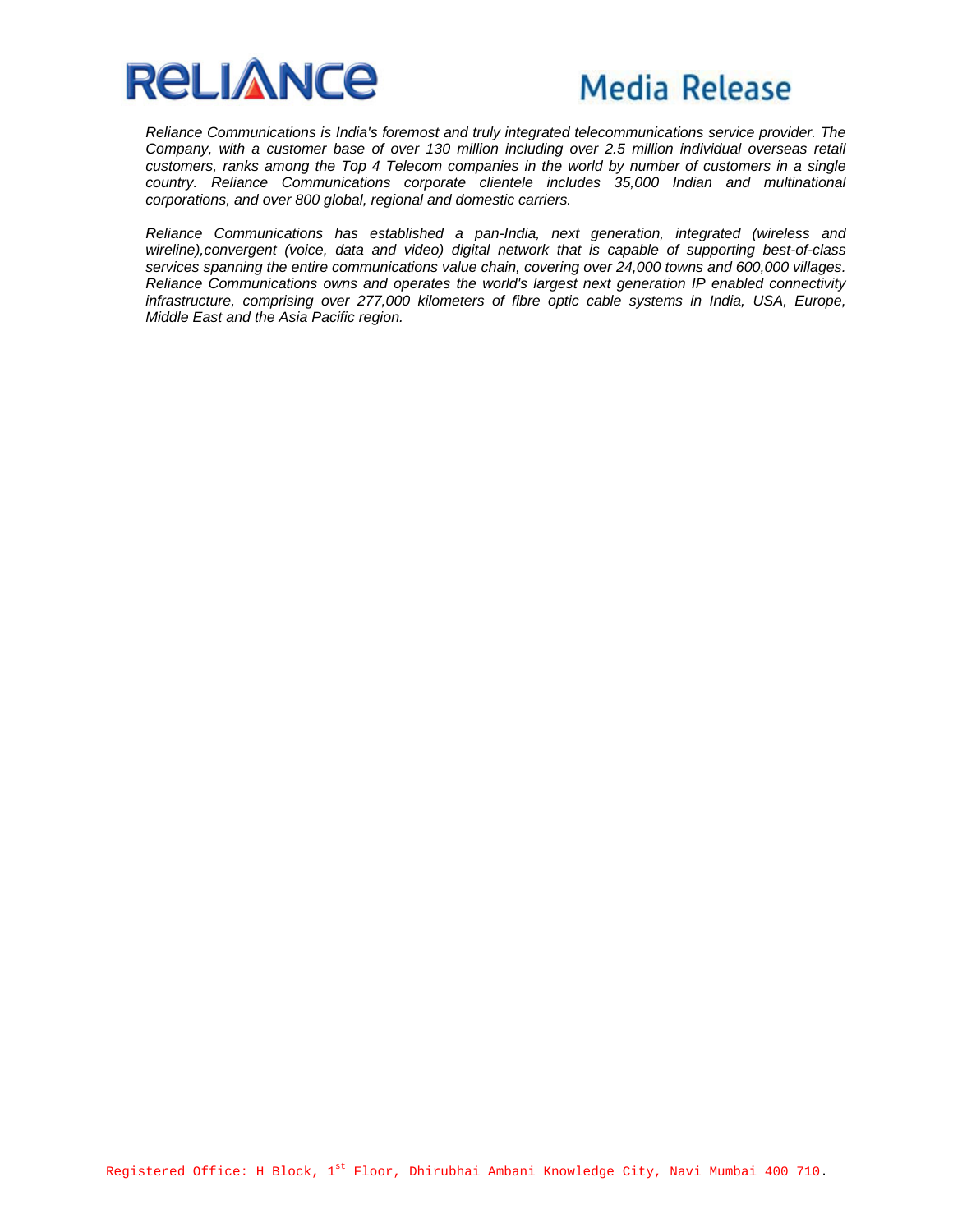*Reliance Communications is India's foremost and truly integrated telecommunications service provider. The Company, with a customer base of over 130 million including over 2.5 million individual overseas retail customers, ranks among the Top 4 Telecom companies in the world by number of customers in a single country. Reliance Communications corporate clientele includes 35,000 Indian and multinational corporations, and over 800 global, regional and domestic carriers.*

*Reliance Communications has established a pan-India, next generation, integrated (wireless and wireline),convergent (voice, data and video) digital network that is capable of supporting best-of-class services spanning the entire communications value chain, covering over 24,000 towns and 600,000 villages. Reliance Communications owns and operates the world's largest next generation IP enabled connectivity infrastructure, comprising over 277,000 kilometers of fibre optic cable systems in India, USA, Europe, Middle East and the Asia Pacific region.*